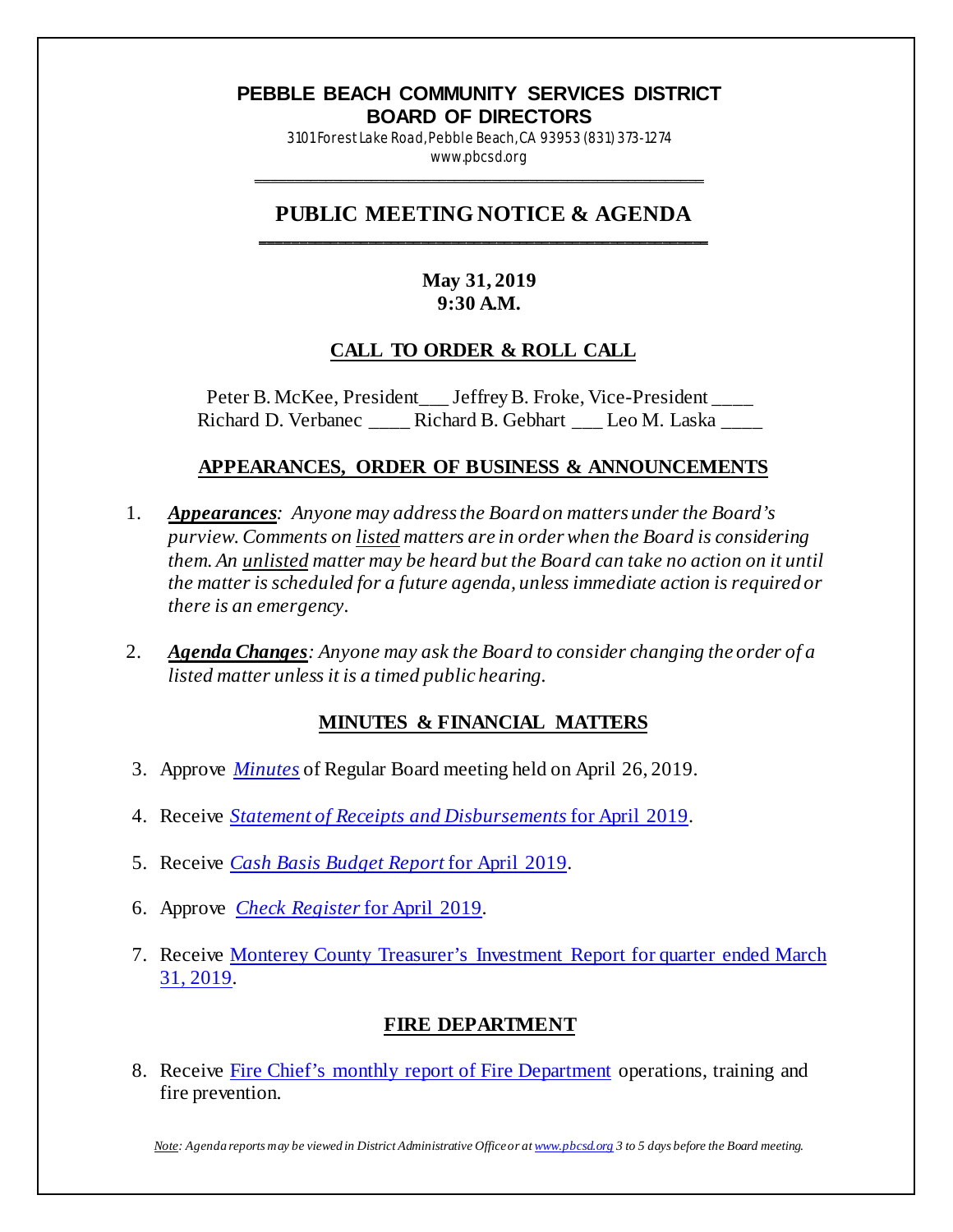# PEBBLE BEACH COMMUNITY SERVICES DISTRICT
## BOARD OF DIRECTORS

3101 Forest Lake Road, Pebble Beach, CA 93953 (831) 373-1274
www.pbcsd.org

## PUBLIC MEETING NOTICE & AGENDA

**May 31, 2019**
**9:30 A.M.**

### CALL TO ORDER & ROLL CALL

Peter B. McKee, President___ Jeffrey B. Froke, Vice-President ____
Richard D. Verbanec ____ Richard B. Gebhart ___ Leo M. Laska ____

### APPEARANCES, ORDER OF BUSINESS & ANNOUNCEMENTS

1. ***Appearances**: Anyone may address the Board on matters under the Board's purview. Comments on listed matters are in order when the Board is considering them. An unlisted matter may be heard but the Board can take no action on it until the matter is scheduled for a future agenda, unless immediate action is required or there is an emergency.*

2. ***Agenda Changes**: Anyone may ask the Board to consider changing the order of a listed matter unless it is a timed public hearing.*

### MINUTES & FINANCIAL MATTERS

3. Approve *Minutes* of Regular Board meeting held on April 26, 2019.

4. Receive *Statement of Receipts and Disbursements* for April 2019.

5. Receive *Cash Basis Budget Report* for April 2019.

6. Approve *Check Register* for April 2019.

7. Receive Monterey County Treasurer's Investment Report for quarter ended March 31, 2019.

### FIRE DEPARTMENT

8. Receive Fire Chief's monthly report of Fire Department operations, training and fire prevention.

*Note: Agenda reports may be viewed in District Administrative Office or at www.pbcsd.org 3 to 5 days before the Board meeting.*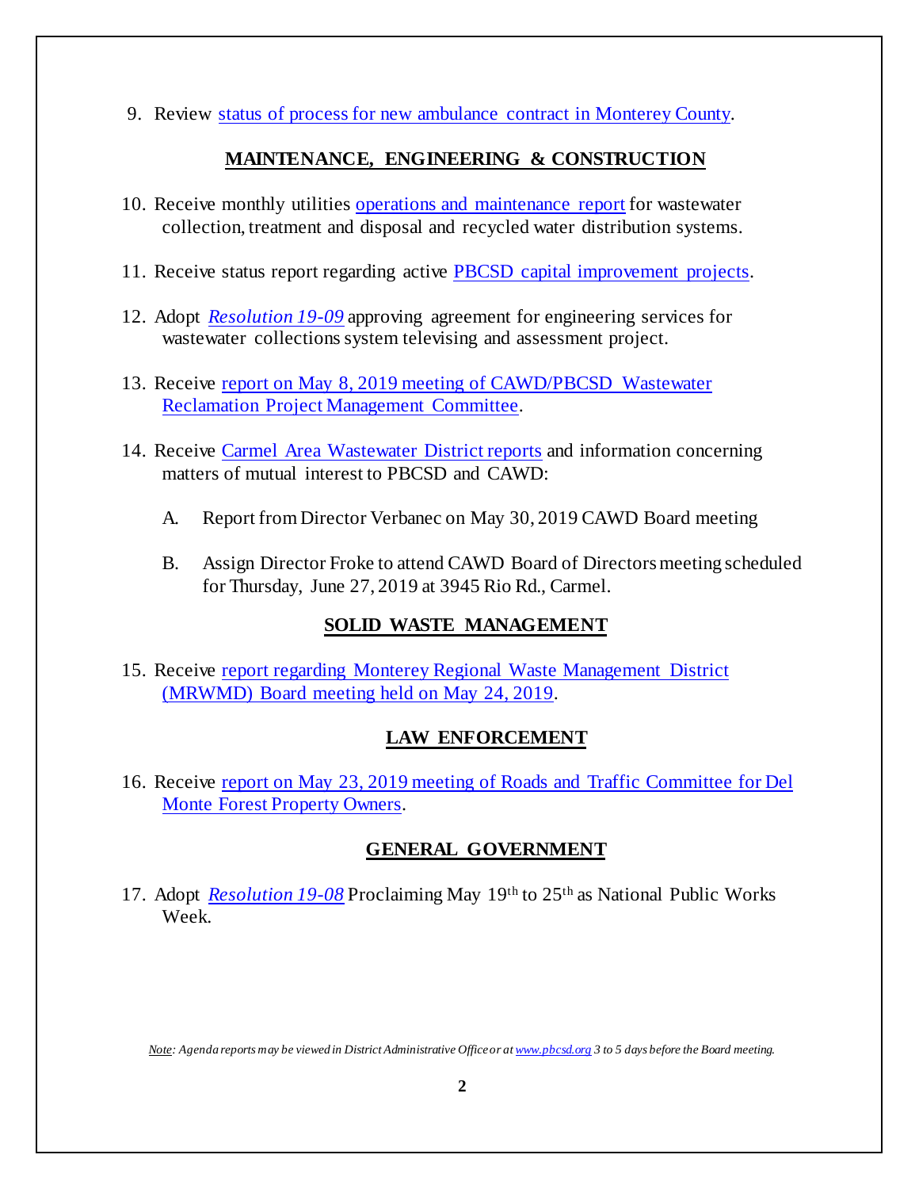9. Review status of process for new ambulance contract in Monterey County.

## MAINTENANCE, ENGINEERING & CONSTRUCTION

10. Receive monthly utilities operations and maintenance report for wastewater collection, treatment and disposal and recycled water distribution systems.

11. Receive status report regarding active PBCSD capital improvement projects.

12. Adopt *Resolution 19-09* approving agreement for engineering services for wastewater collections system televising and assessment project.

13. Receive report on May 8, 2019 meeting of CAWD/PBCSD Wastewater Reclamation Project Management Committee.

14. Receive Carmel Area Wastewater District reports and information concerning matters of mutual interest to PBCSD and CAWD:

    A. Report from Director Verbanec on May 30, 2019 CAWD Board meeting

    B. Assign Director Froke to attend CAWD Board of Directors meeting scheduled for Thursday, June 27, 2019 at 3945 Rio Rd., Carmel.

## SOLID WASTE MANAGEMENT

15. Receive report regarding Monterey Regional Waste Management District (MRWMD) Board meeting held on May 24, 2019.

## LAW ENFORCEMENT

16. Receive report on May 23, 2019 meeting of Roads and Traffic Committee for Del Monte Forest Property Owners.

## GENERAL GOVERNMENT

17. Adopt *Resolution 19-08* Proclaiming May 19th to 25th as National Public Works Week.

*Note: Agenda reports may be viewed in District Administrative Office or at www.pbcsd.org 3 to 5 days before the Board meeting.*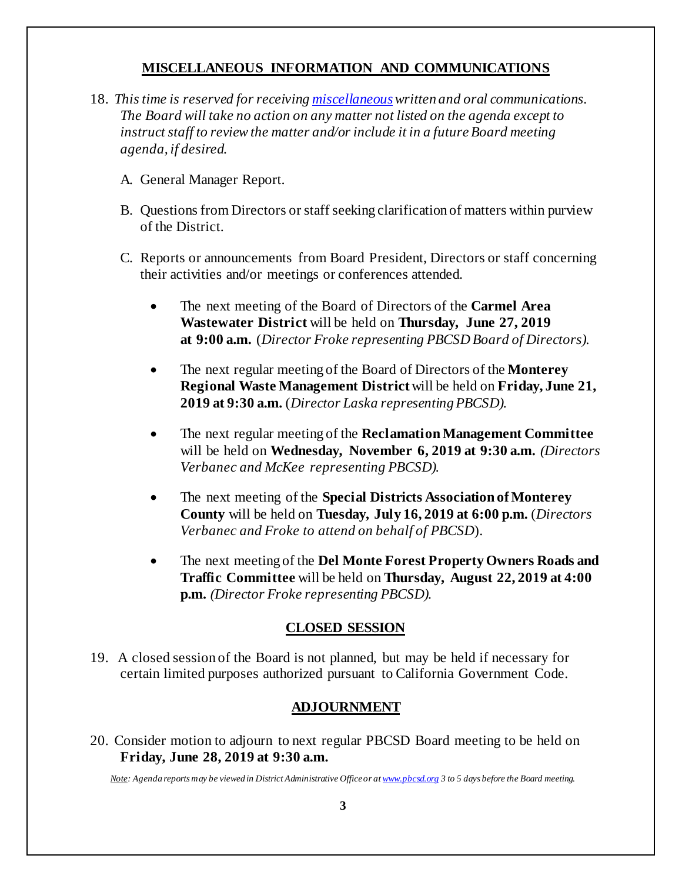## MISCELLANEOUS INFORMATION AND COMMUNICATIONS

18. *This time is reserved for receiving miscellaneous written and oral communications. The Board will take no action on any matter not listed on the agenda except to instruct staff to review the matter and/or include it in a future Board meeting agenda, if desired.*

    A. General Manager Report.

    B. Questions from Directors or staff seeking clarification of matters within purview of the District.

    C. Reports or announcements from Board President, Directors or staff concerning their activities and/or meetings or conferences attended.

    - The next meeting of the Board of Directors of the **Carmel Area Wastewater District** will be held on **Thursday, June 27, 2019 at 9:00 a.m.** (*Director Froke representing PBCSD Board of Directors).*
    - The next regular meeting of the Board of Directors of the **Monterey Regional Waste Management District** will be held on **Friday, June 21, 2019 at 9:30 a.m.** (*Director Laska representing PBCSD).*
    - The next regular meeting of the **Reclamation Management Committee** will be held on **Wednesday, November 6, 2019 at 9:30 a.m.** *(Directors Verbanec and McKee representing PBCSD).*
    - The next meeting of the **Special Districts Association of Monterey County** will be held on **Tuesday, July 16, 2019 at 6:00 p.m.** (*Directors Verbanec and Froke to attend on behalf of PBCSD*).
    - The next meeting of the **Del Monte Forest Property Owners Roads and Traffic Committee** will be held on **Thursday, August 22, 2019 at 4:00 p.m.** *(Director Froke representing PBCSD).*

## CLOSED SESSION

19. A closed session of the Board is not planned, but may be held if necessary for certain limited purposes authorized pursuant to California Government Code.

## ADJOURNMENT

20. Consider motion to adjourn to next regular PBCSD Board meeting to be held on **Friday, June 28, 2019 at 9:30 a.m.**

*Note: Agenda reports may be viewed in District Administrative Office or at www.pbcsd.org 3 to 5 days before the Board meeting.*